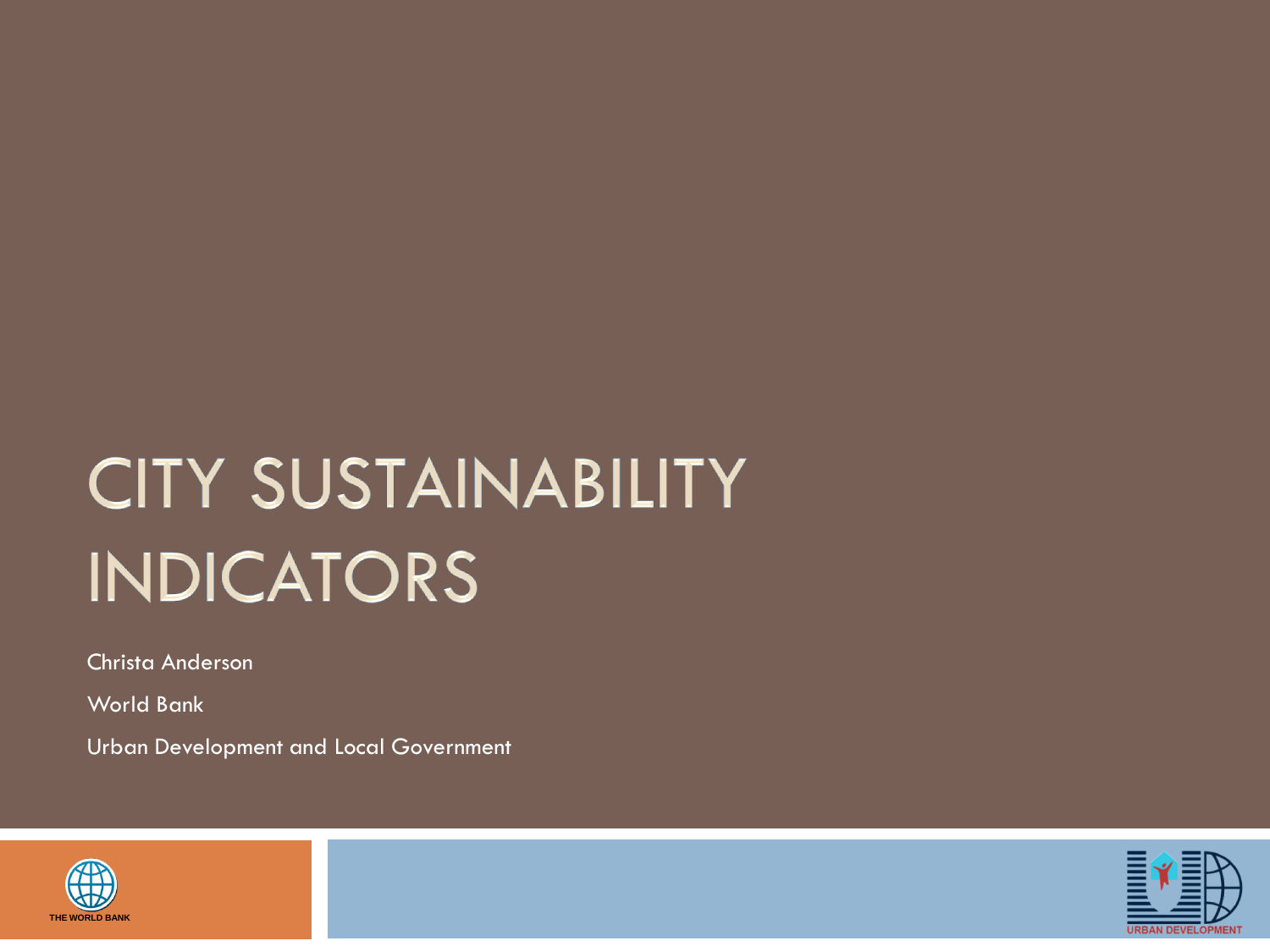# CITY SUSTAINABILITY INDICATORS

Christa Anderson

World Bank

Urban Development and Local Government

THE WORLD BANK

URBAN DEVELOPMENT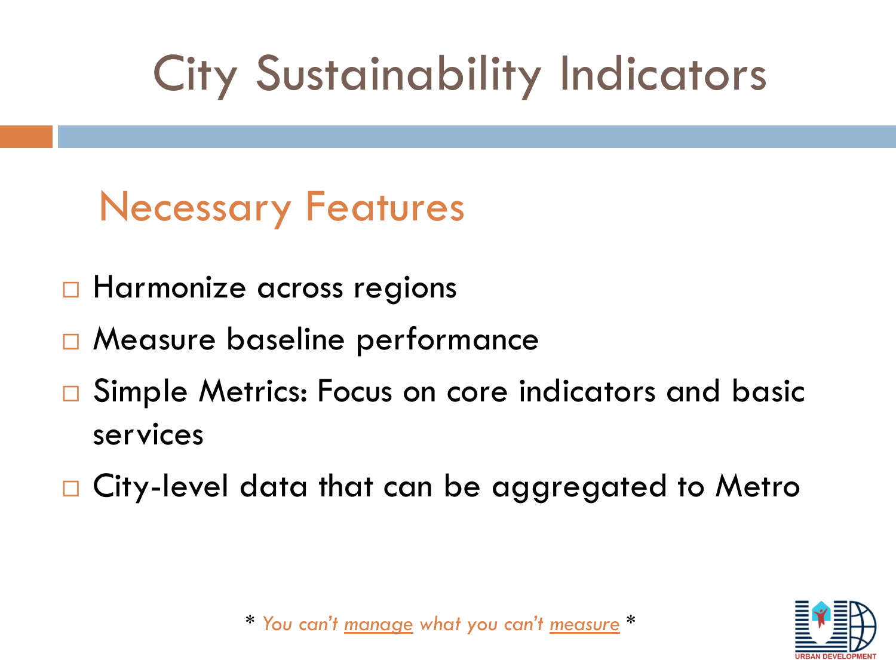# City Sustainability Indicators

## Necessary Features

- Harmonize across regions
- Measure baseline performance
- Simple Metrics: Focus on core indicators and basic services
- City-level data that can be aggregated to Metro

* *You can't manage what you can't measure* *

URBAN DEVELOPMENT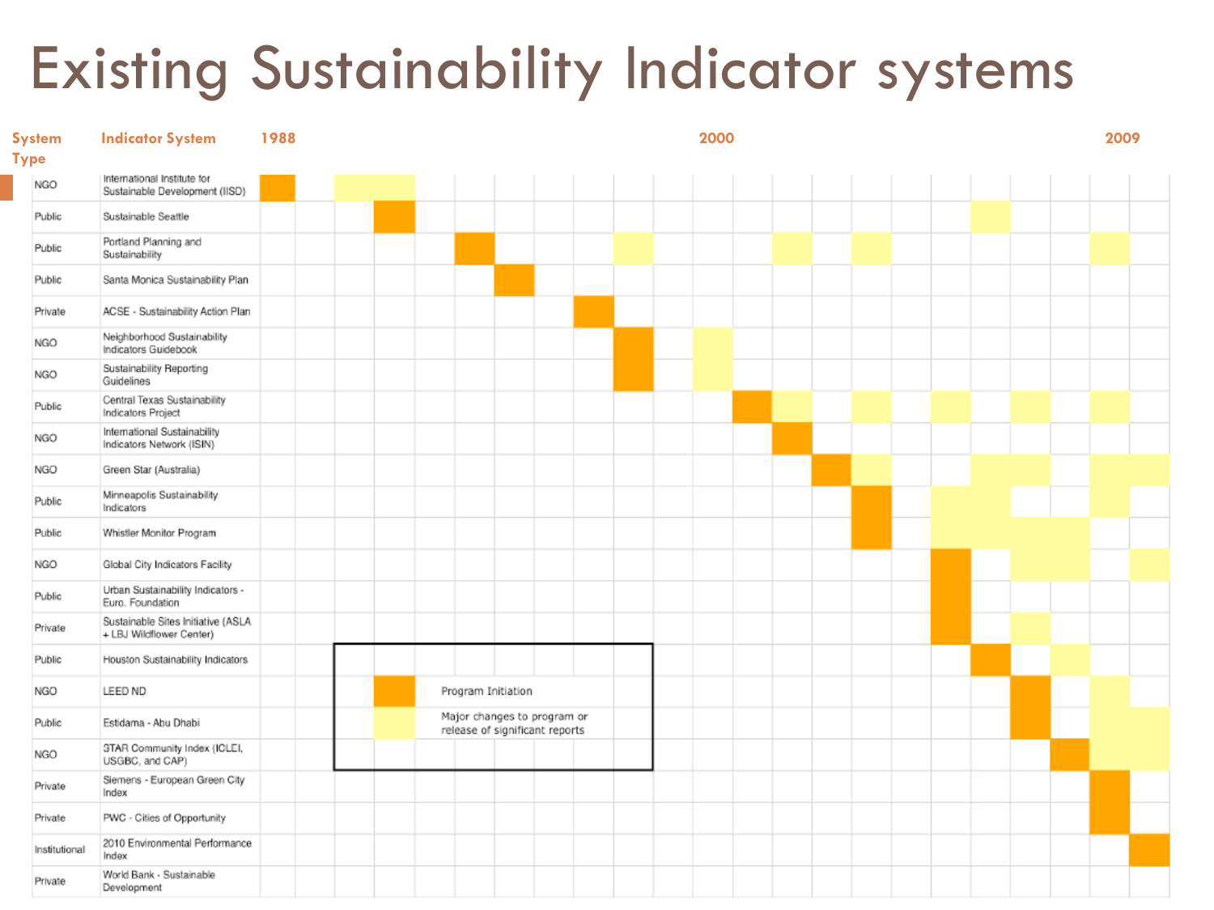# Existing Sustainability Indicator systems

| System Type | Indicator System |
|---|---|
| NGO | International Institute for Sustainable Development (IISD) |
| Public | Sustainable Seattle |
| Public | Portland Planning and Sustainability |
| Public | Santa Monica Sustainability Plan |
| Private | ACSE - Sustainability Action Plan |
| NGO | Neighborhood Sustainability Indicators Guidebook |
| NGO | Sustainability Reporting Guidelines |
| Public | Central Texas Sustainability Indicators Project |
| NGO | International Sustainability Indicators Network (ISIN) |
| NGO | Green Star (Australia) |
| Public | Minneapolis Sustainability Indicators |
| Public | Whistler Monitor Program |
| NGO | Global City Indicators Facility |
| Public | Urban Sustainability Indicators - Euro. Foundation |
| Private | Sustainable Sites Initiative (ASLA + LBJ Wildflower Center) |
| Public | Houston Sustainability Indicators |
| NGO | LEED ND |
| Public | Estidama - Abu Dhabi |
| NGO | STAR Community Index (ICLEI, USGBC, and CAP) |
| Private | Siemens - European Green City Index |
| Private | PWC - Cities of Opportunity |
| Institutional | 2010 Environmental Performance Index |
| Private | World Bank - Sustainable Development |

Timeline: 1988 – 2000 – 2009

Legend:
- Program Initiation
- Major changes to program or release of significant reports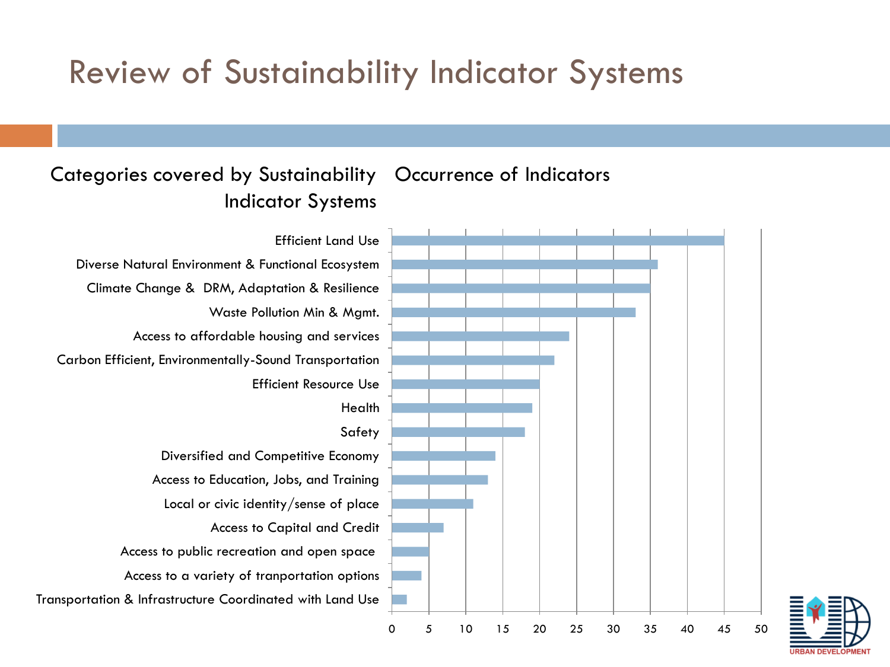# Review of Sustainability Indicator Systems

| Categories covered by Sustainability Indicator Systems | Occurrence of Indicators |
|---|---|
| Efficient Land Use | 45 |
| Diverse Natural Environment & Functional Ecosystem | 36 |
| Climate Change & DRM, Adaptation & Resilience | 35 |
| Waste Pollution Min & Mgmt. | 33 |
| Access to affordable housing and services | 24 |
| Carbon Efficient, Environmentally-Sound Transportation | 22 |
| Efficient Resource Use | 20 |
| Health | 19 |
| Safety | 18 |
| Diversified and Competitive Economy | 14 |
| Access to Education, Jobs, and Training | 13 |
| Local or civic identity/sense of place | 11 |
| Access to Capital and Credit | 7 |
| Access to public recreation and open space | 5 |
| Access to a variety of tranportation options | 4 |
| Transportation & Infrastructure Coordinated with Land Use | 2 |

URBAN DEVELOPMENT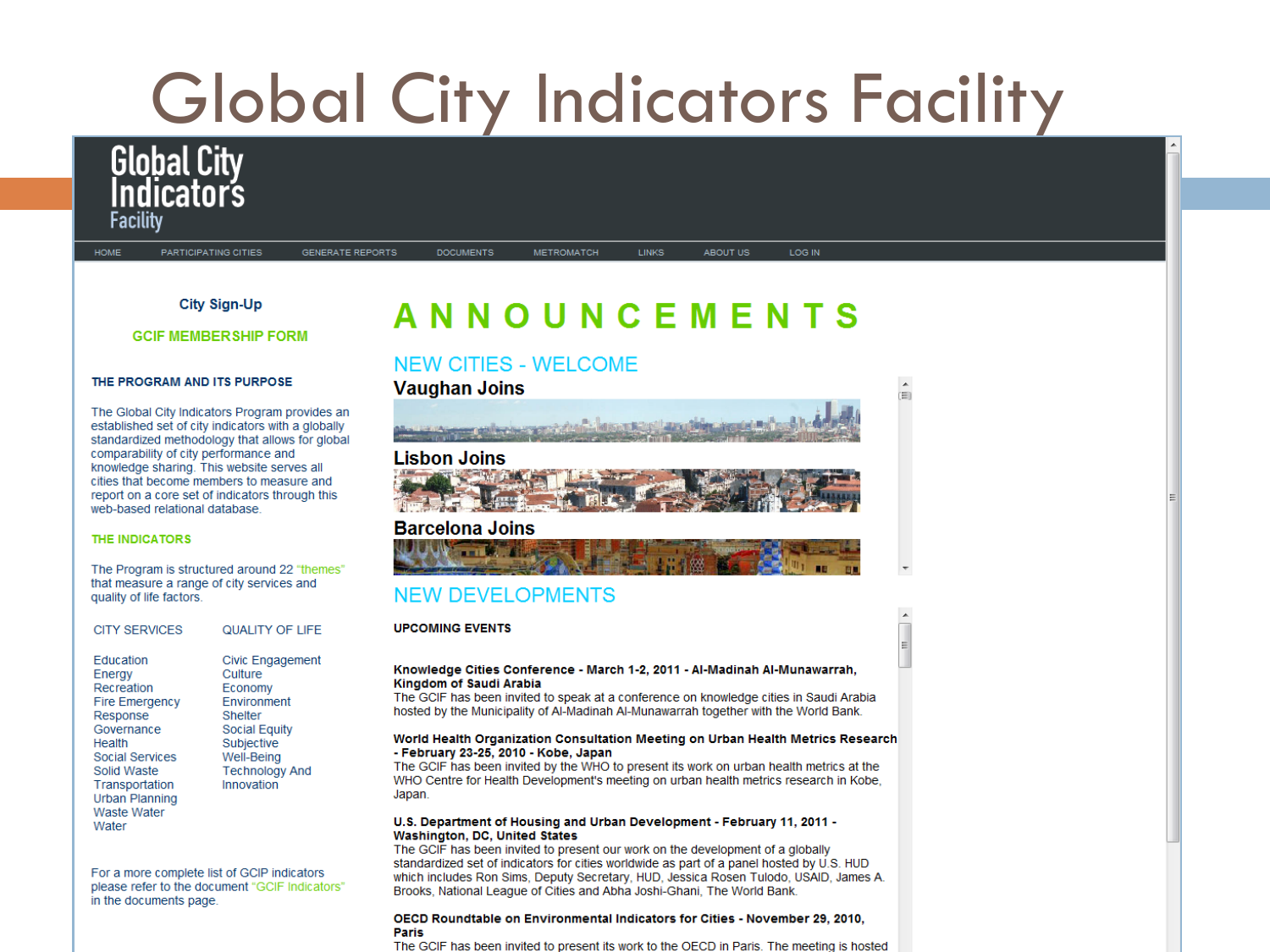# Global City Indicators Facility

Global City Indicators Facility

HOME | PARTICIPATING CITIES | GENERATE REPORTS | DOCUMENTS | METROMATCH | LINKS | ABOUT US | LOG IN

**City Sign-Up**

**GCIF MEMBERSHIP FORM**

**THE PROGRAM AND ITS PURPOSE**

The Global City Indicators Program provides an established set of city indicators with a globally standardized methodology that allows for global comparability of city performance and knowledge sharing. This website serves all cities that become members to measure and report on a core set of indicators through this web-based relational database.

**THE INDICATORS**

The Program is structured around 22 "themes" that measure a range of city services and quality of life factors.

| CITY SERVICES | QUALITY OF LIFE |
|---|---|
| Education | Civic Engagement |
| Energy | Culture |
| Recreation | Economy |
| Fire Emergency Response | Environment |
| Governance | Shelter |
| Health | Social Equity |
| Social Services | Subjective Well-Being |
| Solid Waste | Technology And Innovation |
| Transportation | |
| Urban Planning | |
| Waste Water | |
| Water | |

For a more complete list of GCIP indicators please refer to the document "GCIF Indicators" in the documents page.

## ANNOUNCEMENTS

### NEW CITIES - WELCOME

**Vaughan Joins**

**Lisbon Joins**

**Barcelona Joins**

### NEW DEVELOPMENTS

**UPCOMING EVENTS**

**Knowledge Cities Conference - March 1-2, 2011 - Al-Madinah Al-Munawarrah, Kingdom of Saudi Arabia**
The GCIF has been invited to speak at a conference on knowledge cities in Saudi Arabia hosted by the Municipality of Al-Madinah Al-Munawarrah together with the World Bank.

**World Health Organization Consultation Meeting on Urban Health Metrics Research - February 23-25, 2010 - Kobe, Japan**
The GCIF has been invited by the WHO to present its work on urban health metrics at the WHO Centre for Health Development's meeting on urban health metrics research in Kobe, Japan.

**U.S. Department of Housing and Urban Development - February 11, 2011 - Washington, DC, United States**
The GCIF has been invited to present our work on the development of a globally standardized set of indicators for cities worldwide as part of a panel hosted by U.S. HUD which includes Ron Sims, Deputy Secretary, HUD, Jessica Rosen Tulodo, USAID, James A. Brooks, National League of Cities and Abha Joshi-Ghani, The World Bank.

**OECD Roundtable on Environmental Indicators for Cities - November 29, 2010, Paris**
The GCIF has been invited to present its work to the OECD in Paris. The meeting is hosted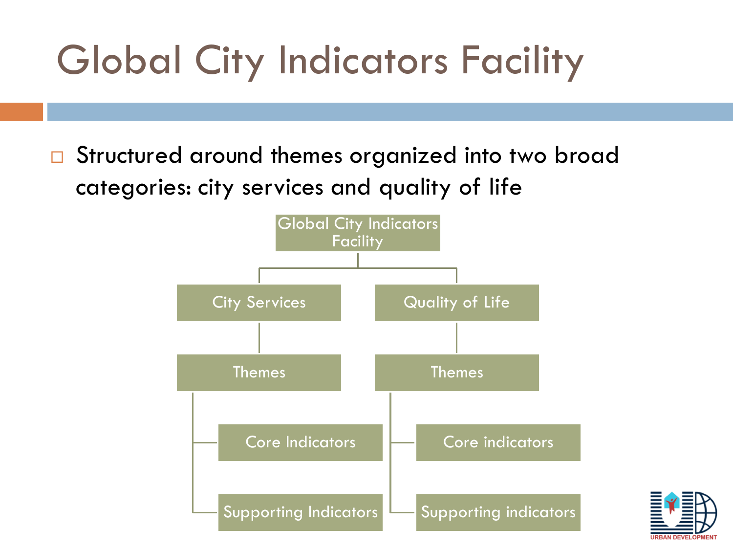# Global City Indicators Facility

- Structured around themes organized into two broad categories: city services and quality of life

- Global City Indicators Facility
  - City Services
    - Themes
      - Core Indicators
      - Supporting Indicators
  - Quality of Life
    - Themes
      - Core indicators
      - Supporting indicators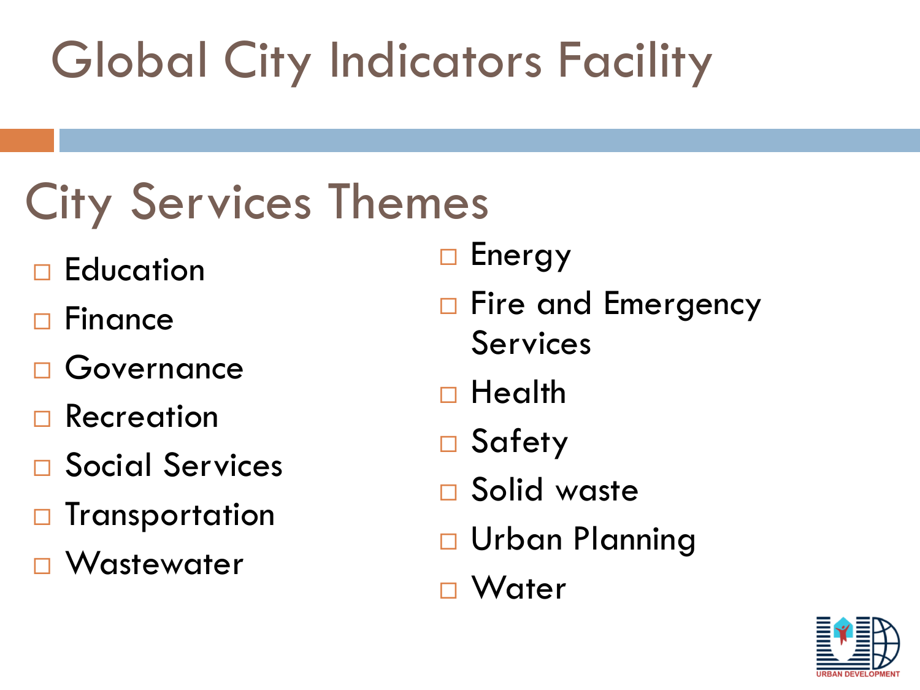# Global City Indicators Facility

## City Services Themes

- Education
- Finance
- Governance
- Recreation
- Social Services
- Transportation
- Wastewater
- Energy
- Fire and Emergency Services
- Health
- Safety
- Solid waste
- Urban Planning
- Water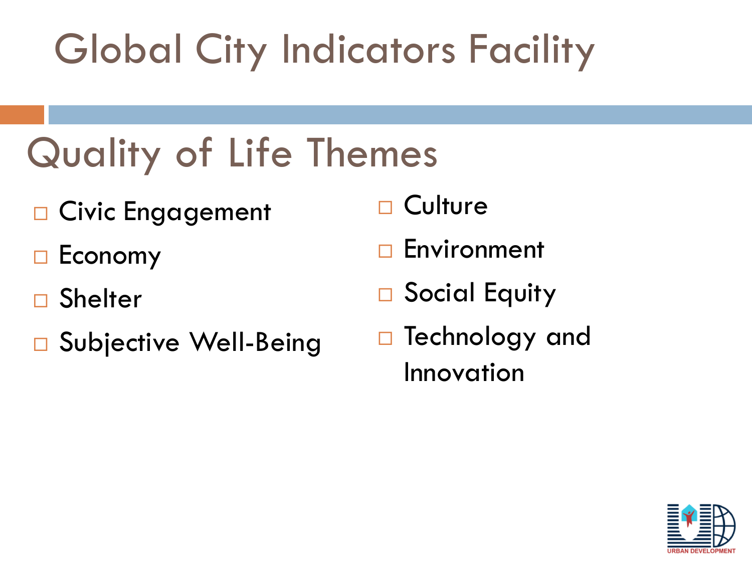# Global City Indicators Facility

## Quality of Life Themes

- Civic Engagement
- Economy
- Shelter
- Subjective Well-Being
- Culture
- Environment
- Social Equity
- Technology and Innovation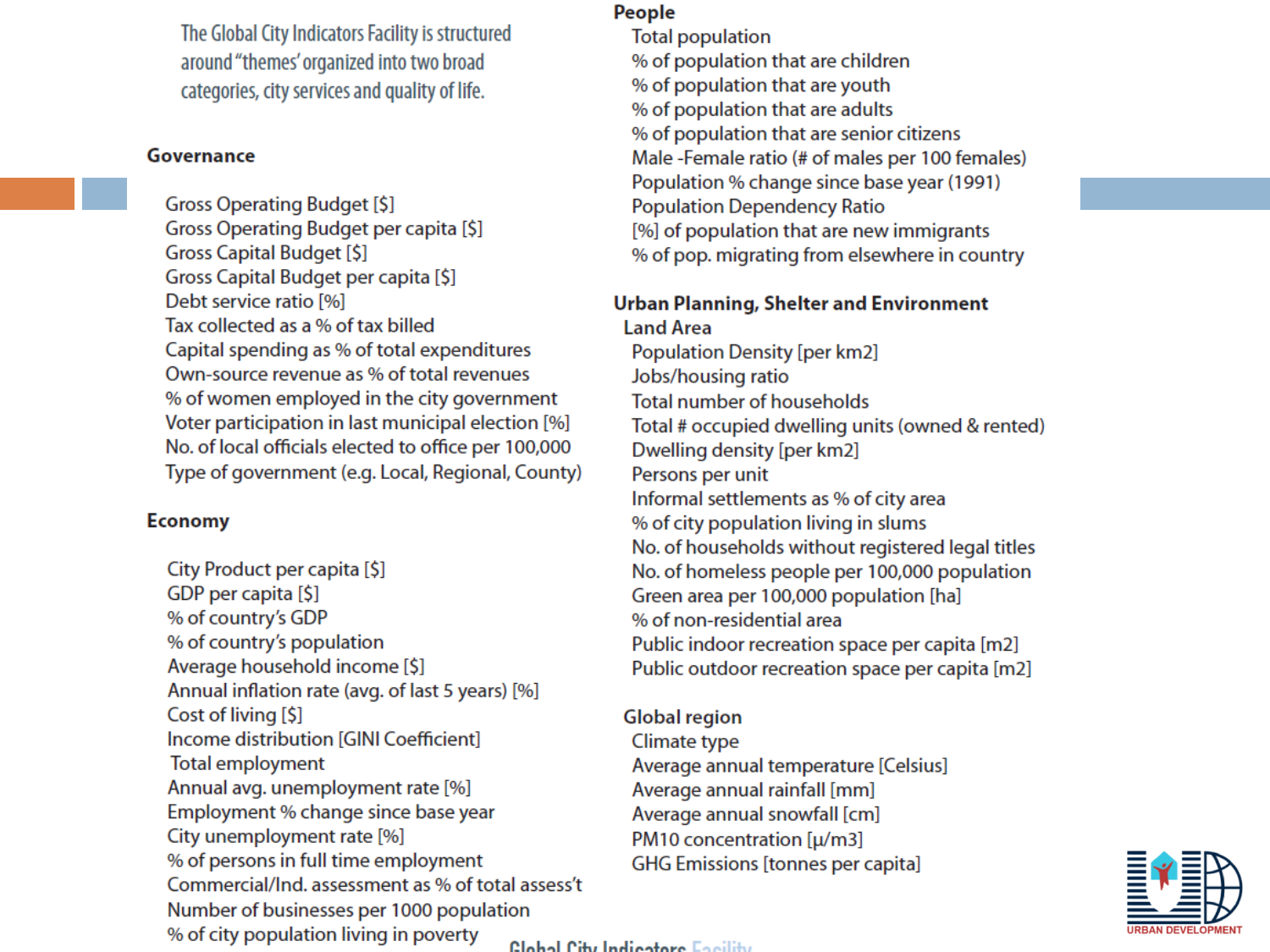The Global City Indicators Facility is structured around "themes' organized into two broad categories, city services and quality of life.

## Governance

- Gross Operating Budget [$]
- Gross Operating Budget per capita [$]
- Gross Capital Budget [$]
- Gross Capital Budget per capita [$]
- Debt service ratio [%]
- Tax collected as a % of tax billed
- Capital spending as % of total expenditures
- Own-source revenue as % of total revenues
- % of women employed in the city government
- Voter participation in last municipal election [%]
- No. of local officials elected to office per 100,000
- Type of government (e.g. Local, Regional, County)

## Economy

- City Product per capita [$]
- GDP per capita [$]
- % of country's GDP
- % of country's population
- Average household income [$]
- Annual inflation rate (avg. of last 5 years) [%]
- Cost of living [$]
- Income distribution [GINI Coefficient]
- Total employment
- Annual avg. unemployment rate [%]
- Employment % change since base year
- City unemployment rate [%]
- % of persons in full time employment
- Commercial/Ind. assessment as % of total assess't
- Number of businesses per 1000 population
- % of city population living in poverty

## People

- Total population
- % of population that are children
- % of population that are youth
- % of population that are adults
- % of population that are senior citizens
- Male -Female ratio (# of males per 100 females)
- Population % change since base year (1991)
- Population Dependency Ratio
- [%] of population that are new immigrants
- % of pop. migrating from elsewhere in country

## Urban Planning, Shelter and Environment

### Land Area

- Population Density [per km2]
- Jobs/housing ratio
- Total number of households
- Total # occupied dwelling units (owned & rented)
- Dwelling density [per km2]
- Persons per unit
- Informal settlements as % of city area
- % of city population living in slums
- No. of households without registered legal titles
- No. of homeless people per 100,000 population
- Green area per 100,000 population [ha]
- % of non-residential area
- Public indoor recreation space per capita [m2]
- Public outdoor recreation space per capita [m2]

### Global region

- Climate type
- Average annual temperature [Celsius]
- Average annual rainfall [mm]
- Average annual snowfall [cm]
- PM10 concentration [μ/m3]
- GHG Emissions [tonnes per capita]

Global City Indicators Facility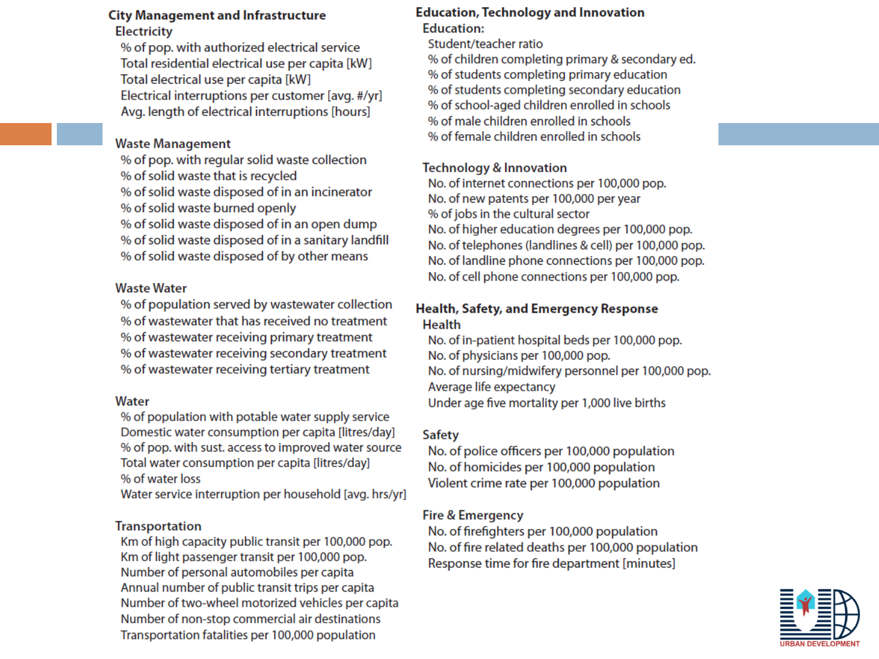## City Management and Infrastructure

### Electricity

- % of pop. with authorized electrical service
- Total residential electrical use per capita [kW]
- Total electrical use per capita [kW]
- Electrical interruptions per customer [avg. #/yr]
- Avg. length of electrical interruptions [hours]

### Waste Management

- % of pop. with regular solid waste collection
- % of solid waste that is recycled
- % of solid waste disposed of in an incinerator
- % of solid waste burned openly
- % of solid waste disposed of in an open dump
- % of solid waste disposed of in a sanitary landfill
- % of solid waste disposed of by other means

### Waste Water

- % of population served by wastewater collection
- % of wastewater that has received no treatment
- % of wastewater receiving primary treatment
- % of wastewater receiving secondary treatment
- % of wastewater receiving tertiary treatment

### Water

- % of population with potable water supply service
- Domestic water consumption per capita [litres/day]
- % of pop. with sust. access to improved water source
- Total water consumption per capita [litres/day]
- % of water loss
- Water service interruption per household [avg. hrs/yr]

### Transportation

- Km of high capacity public transit per 100,000 pop.
- Km of light passenger transit per 100,000 pop.
- Number of personal automobiles per capita
- Annual number of public transit trips per capita
- Number of two-wheel motorized vehicles per capita
- Number of non-stop commercial air destinations
- Transportation fatalities per 100,000 population

## Education, Technology and Innovation

### Education:

- Student/teacher ratio
- % of children completing primary & secondary ed.
- % of students completing primary education
- % of students completing secondary education
- % of school-aged children enrolled in schools
- % of male children enrolled in schools
- % of female children enrolled in schools

### Technology & Innovation

- No. of internet connections per 100,000 pop.
- No. of new patents per 100,000 per year
- % of jobs in the cultural sector
- No. of higher education degrees per 100,000 pop.
- No. of telephones (landlines & cell) per 100,000 pop.
- No. of landline phone connections per 100,000 pop.
- No. of cell phone connections per 100,000 pop.

## Health, Safety, and Emergency Response

### Health

- No. of in-patient hospital beds per 100,000 pop.
- No. of physicians per 100,000 pop.
- No. of nursing/midwifery personnel per 100,000 pop.
- Average life expectancy
- Under age five mortality per 1,000 live births

### Safety

- No. of police officers per 100,000 population
- No. of homicides per 100,000 population
- Violent crime rate per 100,000 population

### Fire & Emergency

- No. of firefighters per 100,000 population
- No. of fire related deaths per 100,000 population
- Response time for fire department [minutes]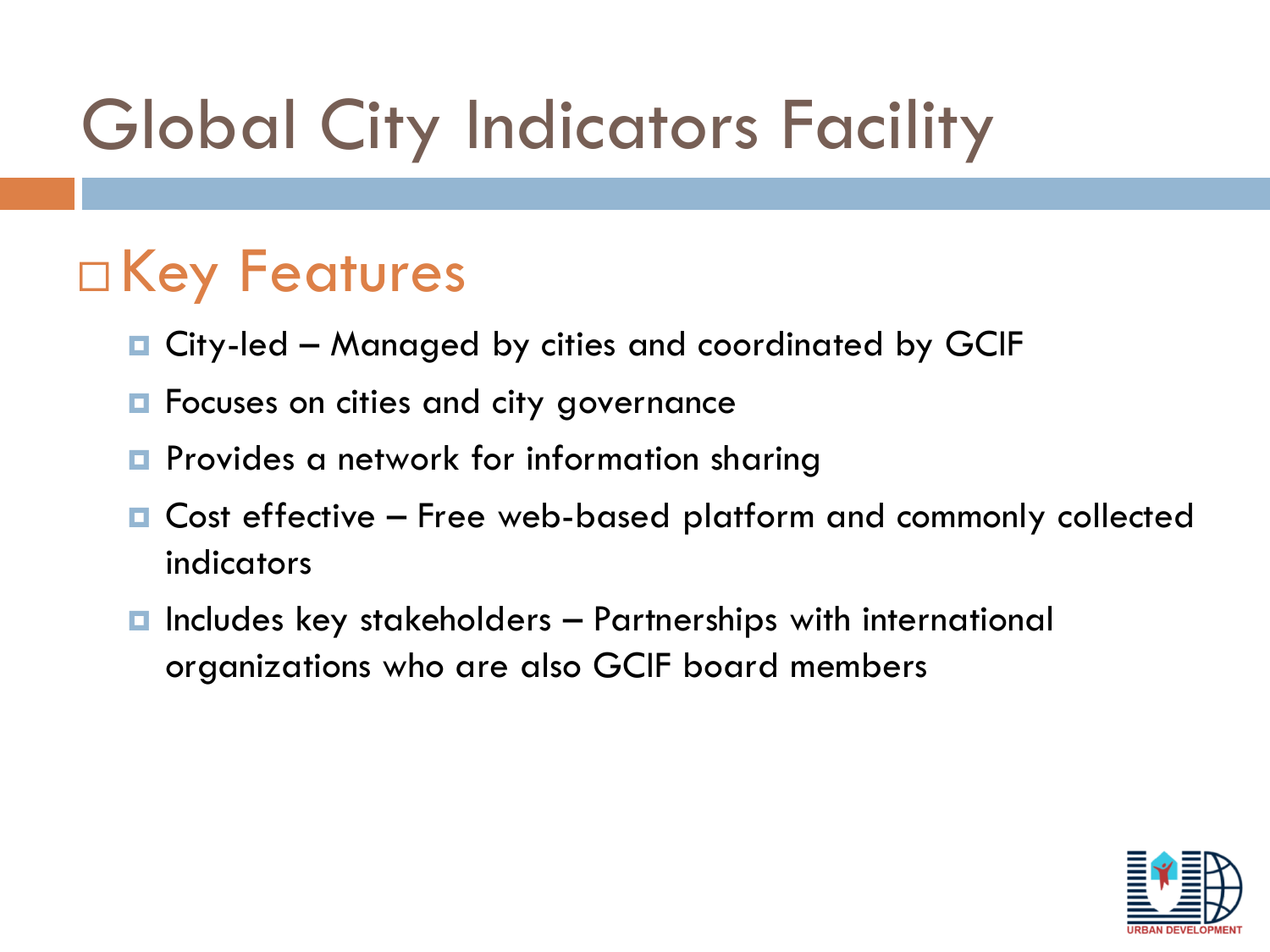# Global City Indicators Facility

## Key Features

- City-led – Managed by cities and coordinated by GCIF
- Focuses on cities and city governance
- Provides a network for information sharing
- Cost effective – Free web-based platform and commonly collected indicators
- Includes key stakeholders – Partnerships with international organizations who are also GCIF board members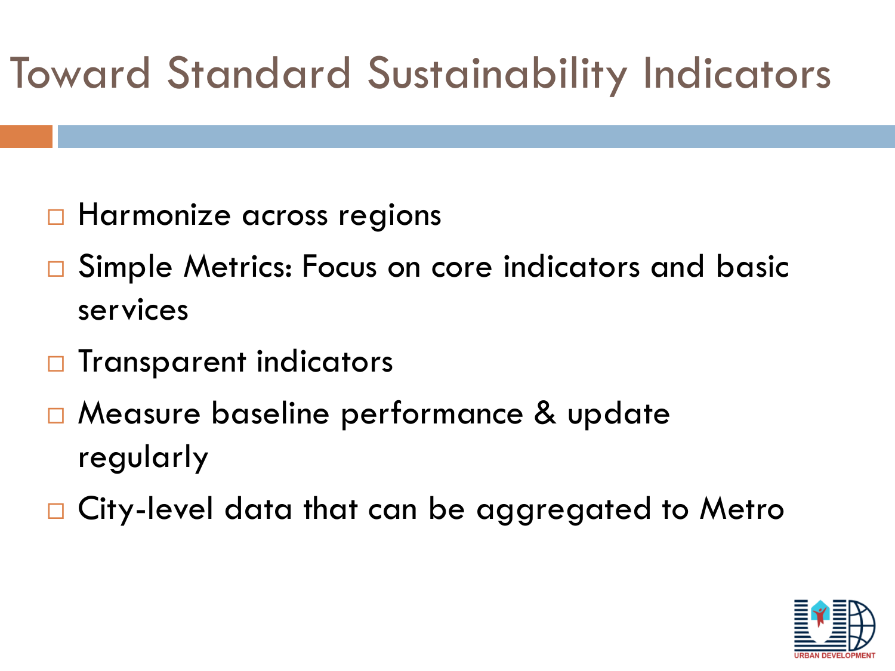# Toward Standard Sustainability Indicators

- Harmonize across regions
- Simple Metrics: Focus on core indicators and basic services
- Transparent indicators
- Measure baseline performance & update regularly
- City-level data that can be aggregated to Metro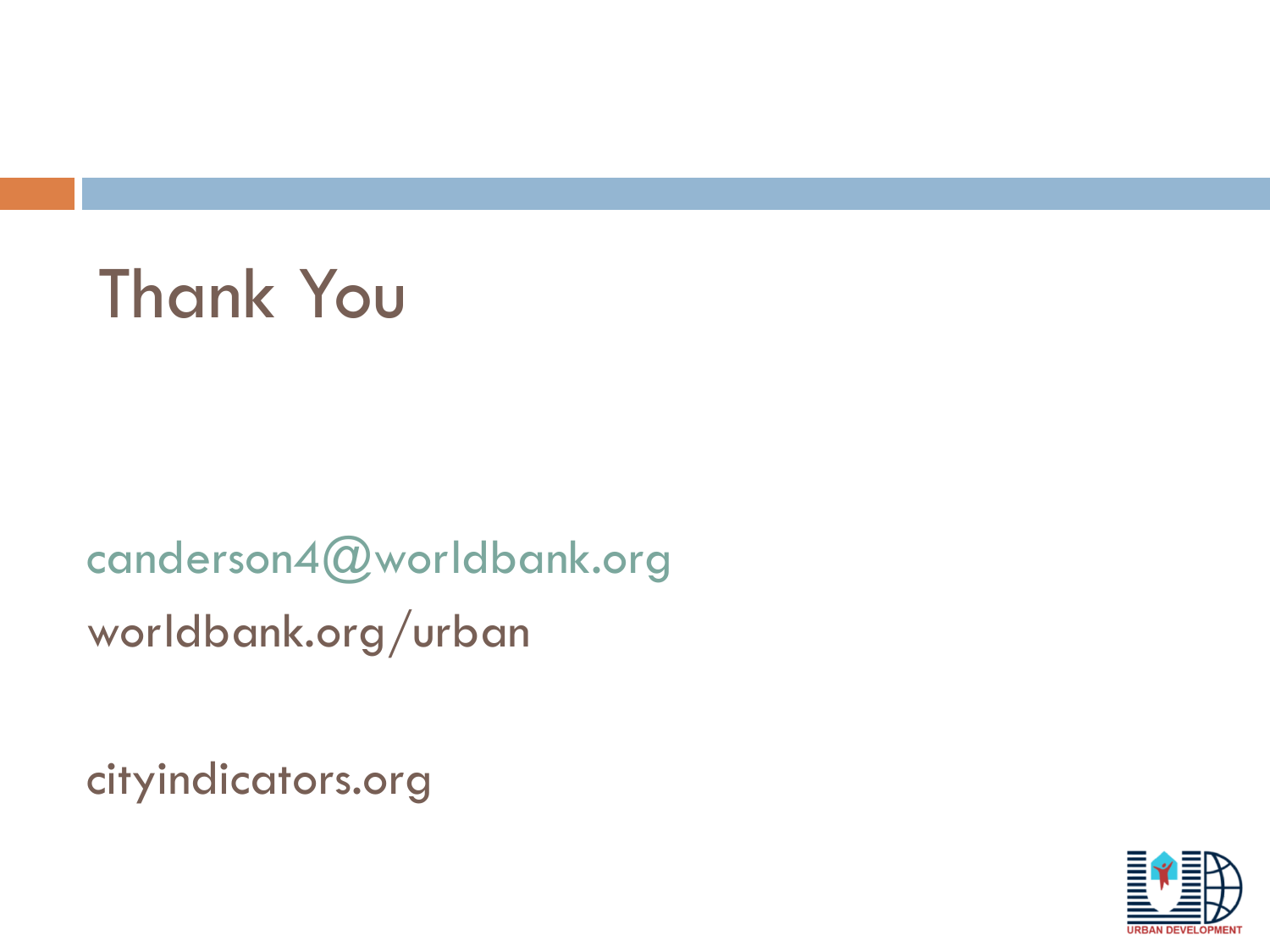# Thank You

canderson4@worldbank.org

worldbank.org/urban

cityindicators.org

URBAN DEVELOPMENT